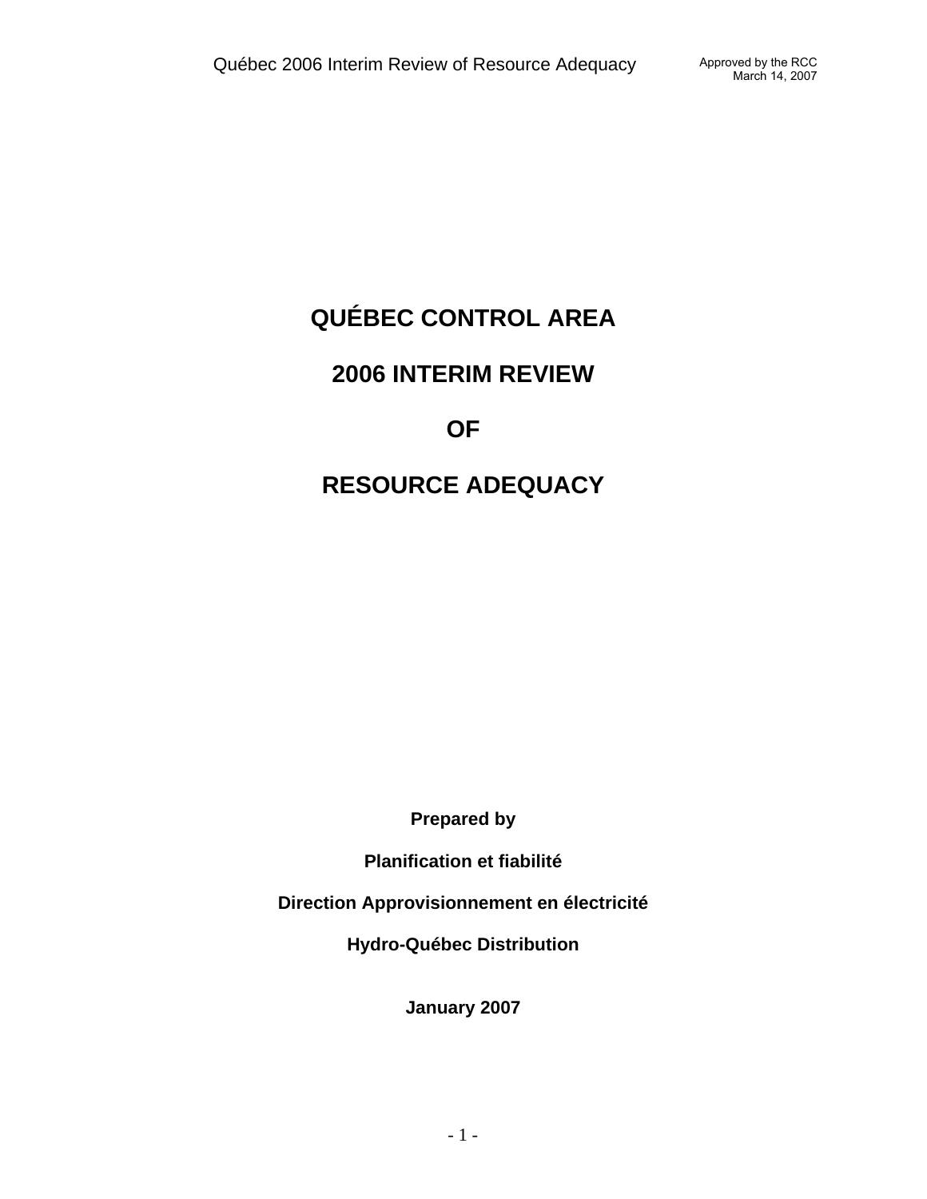# QUÉBEC CONTROL AREA

# 2006 INTERIM REVIEW

# OF

# RESOURCE ADEQUACY

**Prepared by**

**Planification et fiabilité**

**Direction Approvisionnement en électricité**

**Hydro-Québec Distribution**

**January 2007**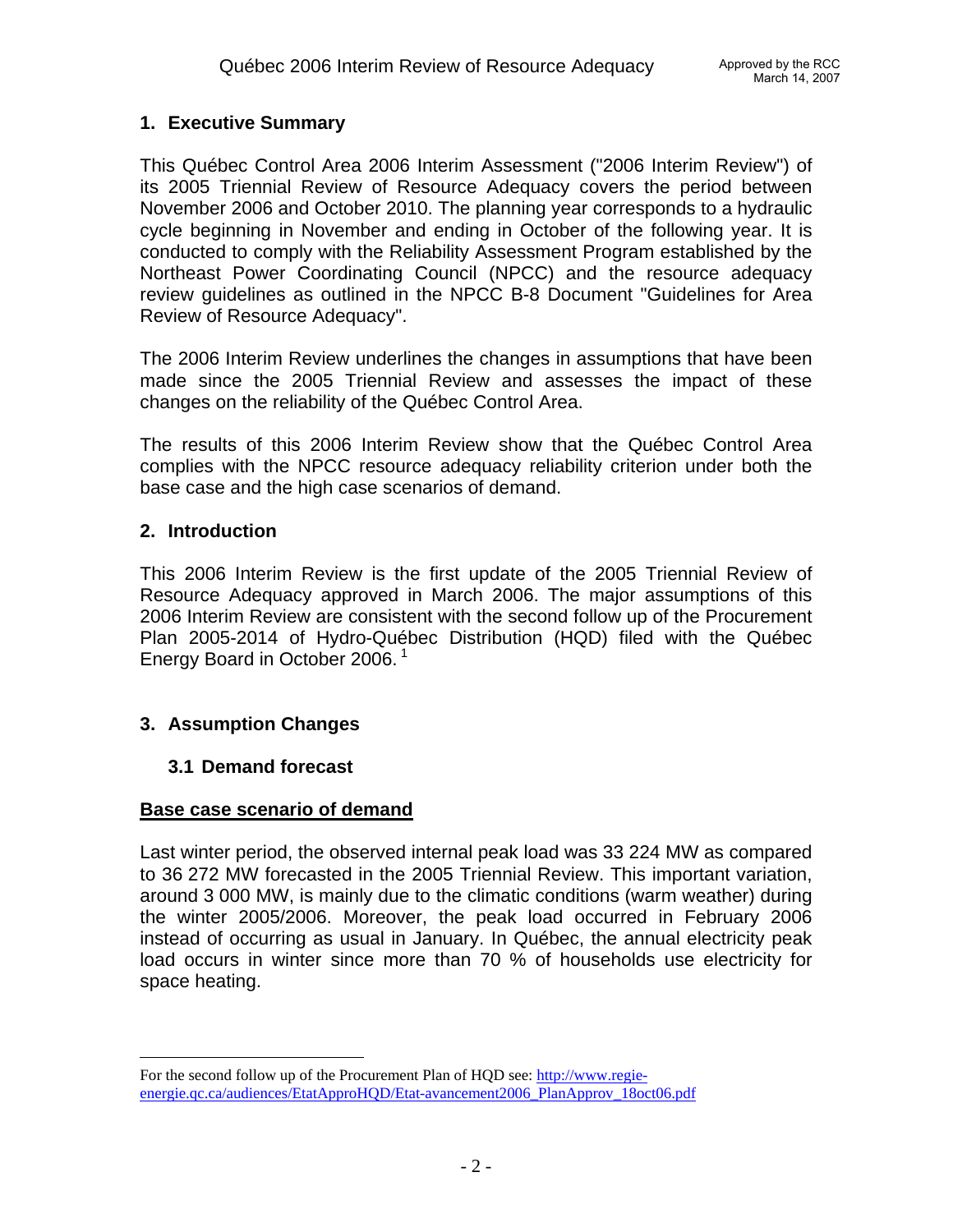## 1. Executive Summary

This Québec Control Area 2006 Interim Assessment ("2006 Interim Review") of its 2005 Triennial Review of Resource Adequacy covers the period between November 2006 and October 2010. The planning year corresponds to a hydraulic cycle beginning in November and ending in October of the following year. It is conducted to comply with the Reliability Assessment Program established by the Northeast Power Coordinating Council (NPCC) and the resource adequacy review guidelines as outlined in the NPCC B-8 Document "Guidelines for Area Review of Resource Adequacy".

The 2006 Interim Review underlines the changes in assumptions that have been made since the 2005 Triennial Review and assesses the impact of these changes on the reliability of the Québec Control Area.

The results of this 2006 Interim Review show that the Québec Control Area complies with the NPCC resource adequacy reliability criterion under both the base case and the high case scenarios of demand.

## 2. Introduction

This 2006 Interim Review is the first update of the 2005 Triennial Review of Resource Adequacy approved in March 2006. The major assumptions of this 2006 Interim Review are consistent with the second follow up of the Procurement Plan 2005-2014 of Hydro-Québec Distribution (HQD) filed with the Québec Energy Board in October 2006. [1]

## 3. Assumption Changes

### 3.1 Demand forecast

**Base case scenario of demand**

Last winter period, the observed internal peak load was 33 224 MW as compared to 36 272 MW forecasted in the 2005 Triennial Review. This important variation, around 3 000 MW, is mainly due to the climatic conditions (warm weather) during the winter 2005/2006. Moreover, the peak load occurred in February 2006 instead of occurring as usual in January. In Québec, the annual electricity peak load occurs in winter since more than 70 % of households use electricity for space heating.

---

[1] For the second follow up of the Procurement Plan of HQD see: http://www.regie-energie.qc.ca/audiences/EtatApproHQD/Etat-avancement2006_PlanApprov_18oct06.pdf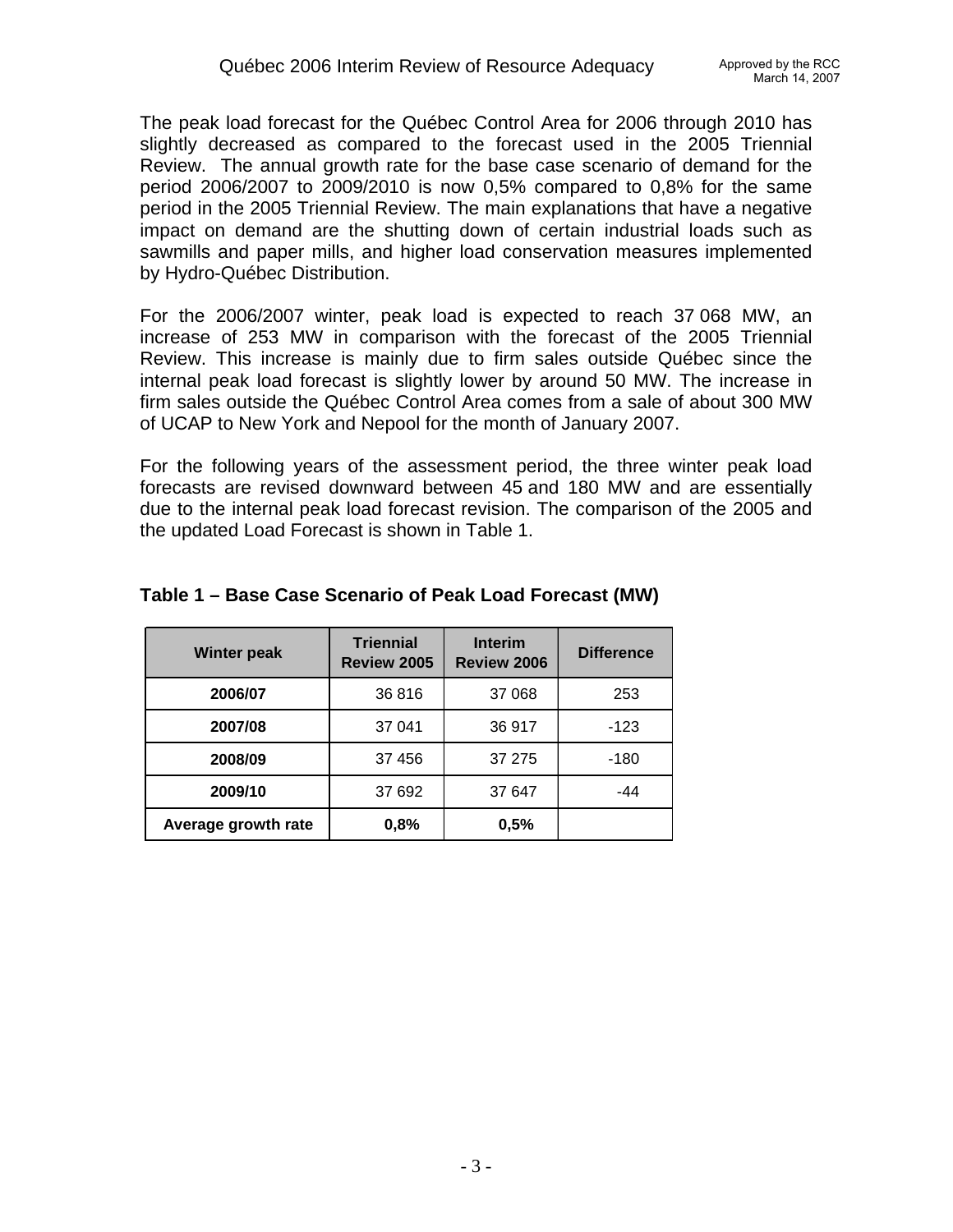The peak load forecast for the Québec Control Area for 2006 through 2010 has slightly decreased as compared to the forecast used in the 2005 Triennial Review. The annual growth rate for the base case scenario of demand for the period 2006/2007 to 2009/2010 is now 0,5% compared to 0,8% for the same period in the 2005 Triennial Review. The main explanations that have a negative impact on demand are the shutting down of certain industrial loads such as sawmills and paper mills, and higher load conservation measures implemented by Hydro-Québec Distribution.

For the 2006/2007 winter, peak load is expected to reach 37 068 MW, an increase of 253 MW in comparison with the forecast of the 2005 Triennial Review. This increase is mainly due to firm sales outside Québec since the internal peak load forecast is slightly lower by around 50 MW. The increase in firm sales outside the Québec Control Area comes from a sale of about 300 MW of UCAP to New York and Nepool for the month of January 2007.

For the following years of the assessment period, the three winter peak load forecasts are revised downward between 45 and 180 MW and are essentially due to the internal peak load forecast revision. The comparison of the 2005 and the updated Load Forecast is shown in Table 1.

**Table 1 – Base Case Scenario of Peak Load Forecast (MW)**

| Winter peak | Triennial Review 2005 | Interim Review 2006 | Difference |
|---|---|---|---|
| **2006/07** | 36 816 | 37 068 | 253 |
| **2007/08** | 37 041 | 36 917 | -123 |
| **2008/09** | 37 456 | 37 275 | -180 |
| **2009/10** | 37 692 | 37 647 | -44 |
| **Average growth rate** | **0,8%** | **0,5%** | |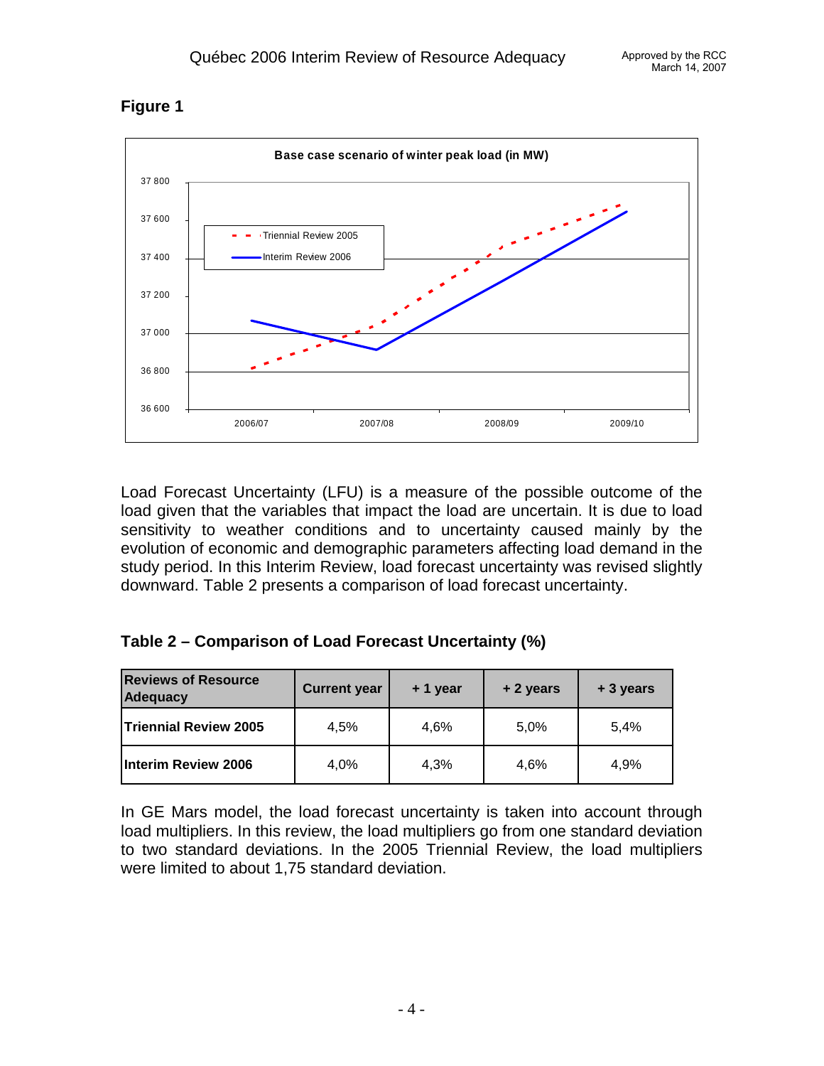**Figure 1**

Load Forecast Uncertainty (LFU) is a measure of the possible outcome of the load given that the variables that impact the load are uncertain. It is due to load sensitivity to weather conditions and to uncertainty caused mainly by the evolution of economic and demographic parameters affecting load demand in the study period. In this Interim Review, load forecast uncertainty was revised slightly downward. Table 2 presents a comparison of load forecast uncertainty.

**Table 2 – Comparison of Load Forecast Uncertainty (%)**

| Reviews of Resource Adequacy | Current year | + 1 year | + 2 years | + 3 years |
|---|---|---|---|---|
| **Triennial Review 2005** | 4,5% | 4,6% | 5,0% | 5,4% |
| **Interim Review 2006** | 4,0% | 4,3% | 4,6% | 4,9% |

In GE Mars model, the load forecast uncertainty is taken into account through load multipliers. In this review, the load multipliers go from one standard deviation to two standard deviations. In the 2005 Triennial Review, the load multipliers were limited to about 1,75 standard deviation.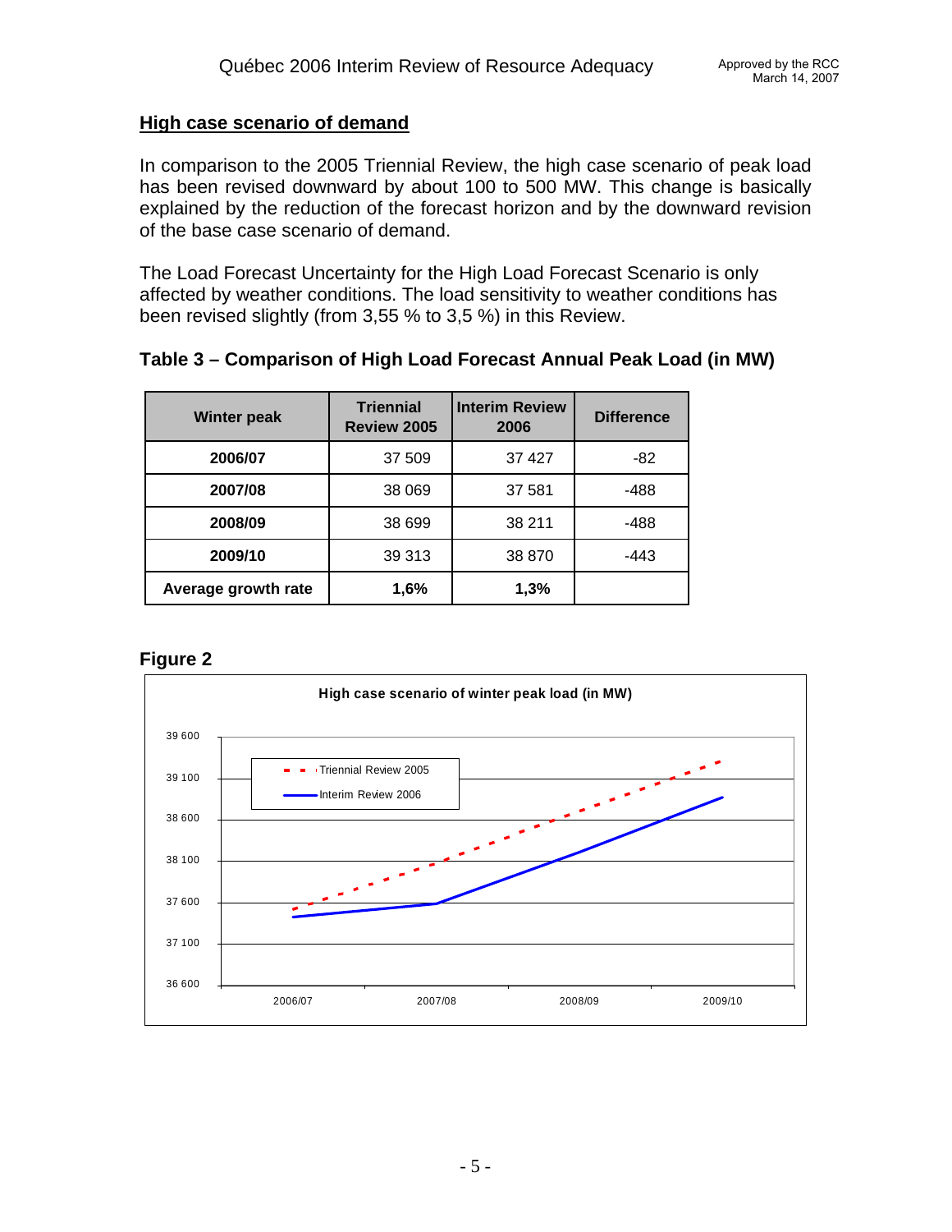## High case scenario of demand

In comparison to the 2005 Triennial Review, the high case scenario of peak load has been revised downward by about 100 to 500 MW. This change is basically explained by the reduction of the forecast horizon and by the downward revision of the base case scenario of demand.

The Load Forecast Uncertainty for the High Load Forecast Scenario is only affected by weather conditions. The load sensitivity to weather conditions has been revised slightly (from 3,55 % to 3,5 %) in this Review.

**Table 3 – Comparison of High Load Forecast Annual Peak Load (in MW)**

| Winter peak | Triennial Review 2005 | Interim Review 2006 | Difference |
|---|---|---|---|
| **2006/07** | 37 509 | 37 427 | -82 |
| **2007/08** | 38 069 | 37 581 | -488 |
| **2008/09** | 38 699 | 38 211 | -488 |
| **2009/10** | 39 313 | 38 870 | -443 |
| **Average growth rate** | **1,6%** | **1,3%** | |

**Figure 2**

High case scenario of winter peak load (in MW)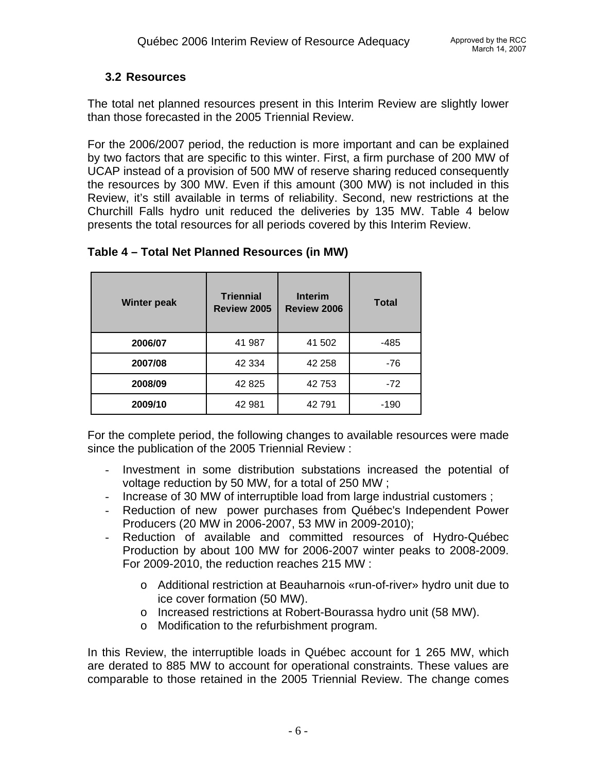## 3.2 Resources

The total net planned resources present in this Interim Review are slightly lower than those forecasted in the 2005 Triennial Review.

For the 2006/2007 period, the reduction is more important and can be explained by two factors that are specific to this winter. First, a firm purchase of 200 MW of UCAP instead of a provision of 500 MW of reserve sharing reduced consequently the resources by 300 MW. Even if this amount (300 MW) is not included in this Review, it's still available in terms of reliability. Second, new restrictions at the Churchill Falls hydro unit reduced the deliveries by 135 MW. Table 4 below presents the total resources for all periods covered by this Interim Review.

**Table 4 – Total Net Planned Resources (in MW)**

| Winter peak | Triennial Review 2005 | Interim Review 2006 | Total |
|---|---|---|---|
| **2006/07** | 41 987 | 41 502 | -485 |
| **2007/08** | 42 334 | 42 258 | -76 |
| **2008/09** | 42 825 | 42 753 | -72 |
| **2009/10** | 42 981 | 42 791 | -190 |

For the complete period, the following changes to available resources were made since the publication of the 2005 Triennial Review :

- Investment in some distribution substations increased the potential of voltage reduction by 50 MW, for a total of 250 MW ;
- Increase of 30 MW of interruptible load from large industrial customers ;
- Reduction of new power purchases from Québec's Independent Power Producers (20 MW in 2006-2007, 53 MW in 2009-2010);
- Reduction of available and committed resources of Hydro-Québec Production by about 100 MW for 2006-2007 winter peaks to 2008-2009. For 2009-2010, the reduction reaches 215 MW :
  - Additional restriction at Beauharnois «run-of-river» hydro unit due to ice cover formation (50 MW).
  - Increased restrictions at Robert-Bourassa hydro unit (58 MW).
  - Modification to the refurbishment program.

In this Review, the interruptible loads in Québec account for 1 265 MW, which are derated to 885 MW to account for operational constraints. These values are comparable to those retained in the 2005 Triennial Review. The change comes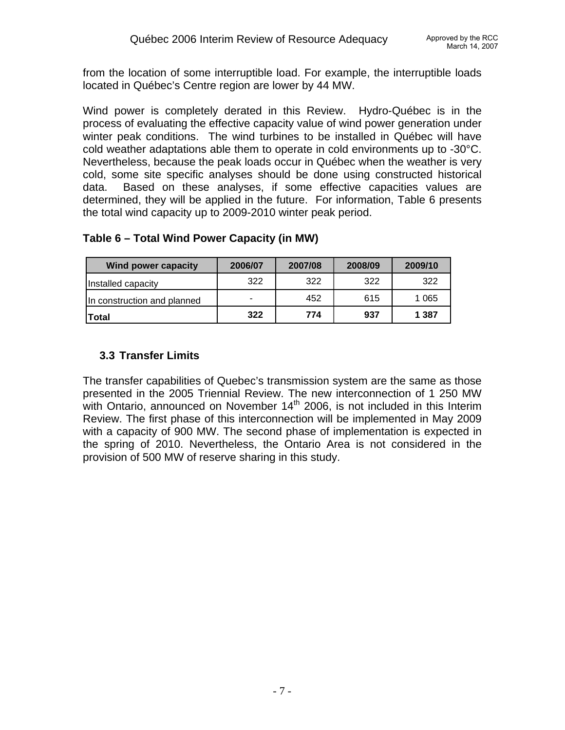from the location of some interruptible load. For example, the interruptible loads located in Québec's Centre region are lower by 44 MW.

Wind power is completely derated in this Review. Hydro-Québec is in the process of evaluating the effective capacity value of wind power generation under winter peak conditions. The wind turbines to be installed in Québec will have cold weather adaptations able them to operate in cold environments up to -30°C. Nevertheless, because the peak loads occur in Québec when the weather is very cold, some site specific analyses should be done using constructed historical data. Based on these analyses, if some effective capacities values are determined, they will be applied in the future. For information, Table 6 presents the total wind capacity up to 2009-2010 winter peak period.

**Table 6 – Total Wind Power Capacity (in MW)**

| Wind power capacity | 2006/07 | 2007/08 | 2008/09 | 2009/10 |
|---|---|---|---|---|
| Installed capacity | 322 | 322 | 322 | 322 |
| In construction and planned | - | 452 | 615 | 1 065 |
| **Total** | **322** | **774** | **937** | **1 387** |

### 3.3 Transfer Limits

The transfer capabilities of Quebec's transmission system are the same as those presented in the 2005 Triennial Review. The new interconnection of 1 250 MW with Ontario, announced on November 14th 2006, is not included in this Interim Review. The first phase of this interconnection will be implemented in May 2009 with a capacity of 900 MW. The second phase of implementation is expected in the spring of 2010. Nevertheless, the Ontario Area is not considered in the provision of 500 MW of reserve sharing in this study.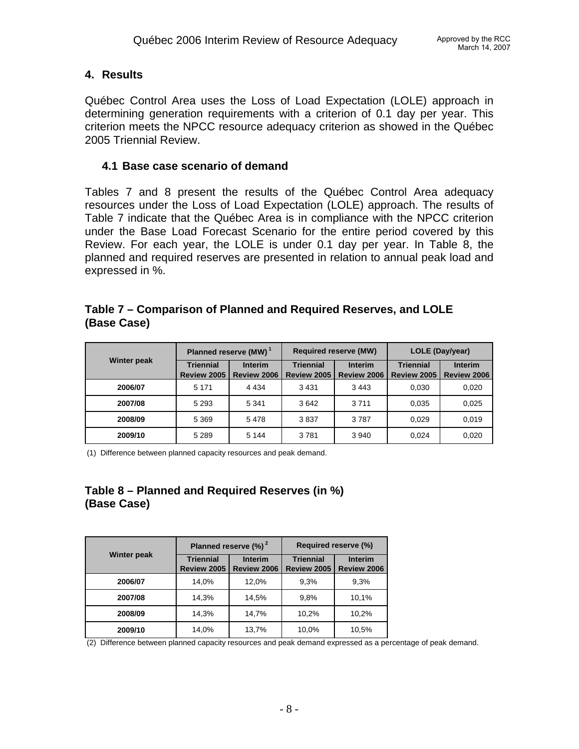## 4. Results

Québec Control Area uses the Loss of Load Expectation (LOLE) approach in determining generation requirements with a criterion of 0.1 day per year. This criterion meets the NPCC resource adequacy criterion as showed in the Québec 2005 Triennial Review.

### 4.1 Base case scenario of demand

Tables 7 and 8 present the results of the Québec Control Area adequacy resources under the Loss of Load Expectation (LOLE) approach. The results of Table 7 indicate that the Québec Area is in compliance with the NPCC criterion under the Base Load Forecast Scenario for the entire period covered by this Review. For each year, the LOLE is under 0.1 day per year. In Table 8, the planned and required reserves are presented in relation to annual peak load and expressed in %.

**Table 7 – Comparison of Planned and Required Reserves, and LOLE (Base Case)**

| Winter peak | Planned reserve (MW) [1] | | Required reserve (MW) | | LOLE (Day/year) | |
|---|---|---|---|---|---|---|
| | Triennial Review 2005 | Interim Review 2006 | Triennial Review 2005 | Interim Review 2006 | Triennial Review 2005 | Interim Review 2006 |
| 2006/07 | 5 171 | 4 434 | 3 431 | 3 443 | 0,030 | 0,020 |
| 2007/08 | 5 293 | 5 341 | 3 642 | 3 711 | 0,035 | 0,025 |
| 2008/09 | 5 369 | 5 478 | 3 837 | 3 787 | 0,029 | 0,019 |
| 2009/10 | 5 289 | 5 144 | 3 781 | 3 940 | 0,024 | 0,020 |

(1) Difference between planned capacity resources and peak demand.

**Table 8 – Planned and Required Reserves (in %) (Base Case)**

| Winter peak | Planned reserve (%) [2] | | Required reserve (%) | |
|---|---|---|---|---|
| | Triennial Review 2005 | Interim Review 2006 | Triennial Review 2005 | Interim Review 2006 |
| 2006/07 | 14,0% | 12,0% | 9,3% | 9,3% |
| 2007/08 | 14,3% | 14,5% | 9,8% | 10,1% |
| 2008/09 | 14,3% | 14,7% | 10,2% | 10,2% |
| 2009/10 | 14,0% | 13,7% | 10,0% | 10,5% |

(2) Difference between planned capacity resources and peak demand expressed as a percentage of peak demand.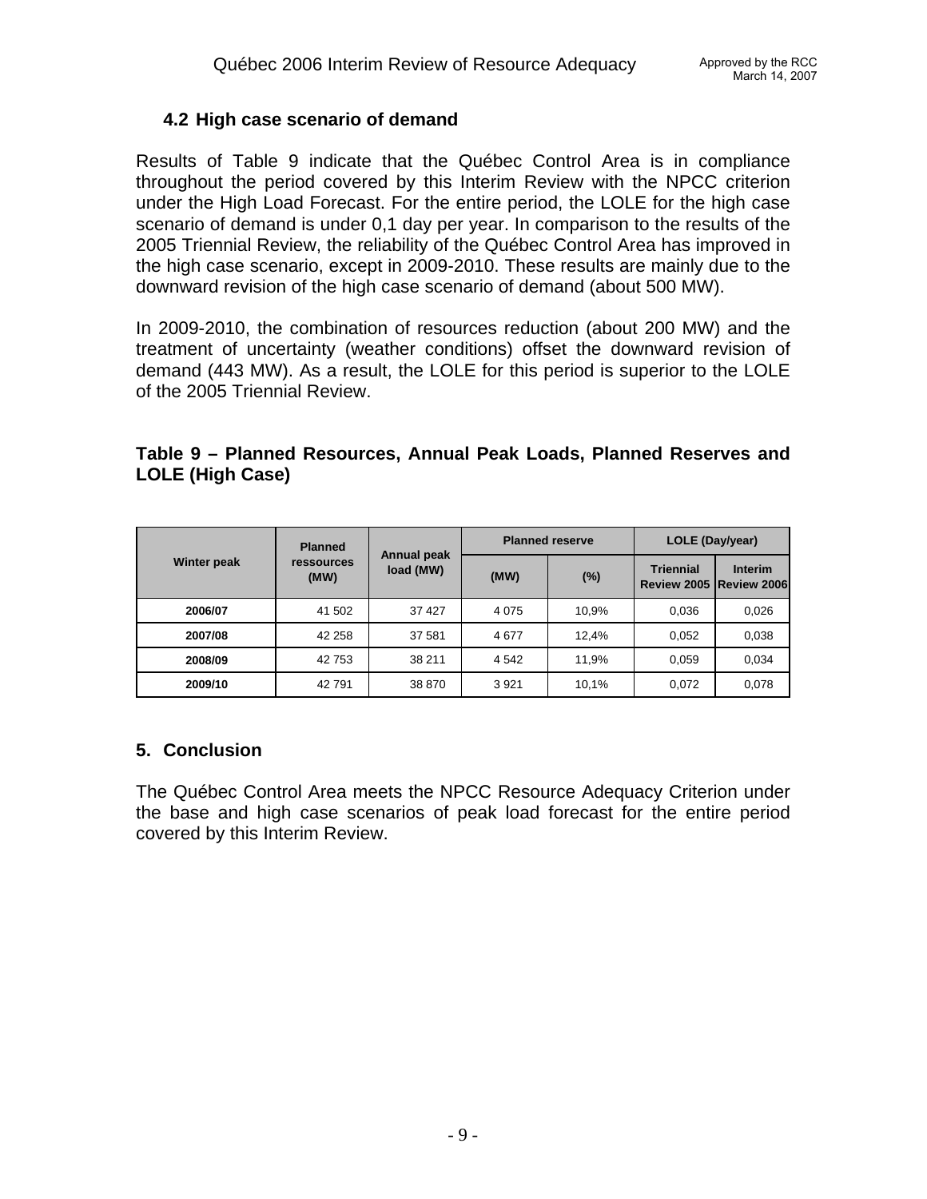### 4.2 High case scenario of demand

Results of Table 9 indicate that the Québec Control Area is in compliance throughout the period covered by this Interim Review with the NPCC criterion under the High Load Forecast. For the entire period, the LOLE for the high case scenario of demand is under 0,1 day per year. In comparison to the results of the 2005 Triennial Review, the reliability of the Québec Control Area has improved in the high case scenario, except in 2009-2010. These results are mainly due to the downward revision of the high case scenario of demand (about 500 MW).

In 2009-2010, the combination of resources reduction (about 200 MW) and the treatment of uncertainty (weather conditions) offset the downward revision of demand (443 MW). As a result, the LOLE for this period is superior to the LOLE of the 2005 Triennial Review.

**Table 9 – Planned Resources, Annual Peak Loads, Planned Reserves and LOLE (High Case)**

| Winter peak | Planned ressources (MW) | Annual peak load (MW) | Planned reserve | | LOLE (Day/year) | |
|---|---|---|---|---|---|---|
| | | | (MW) | (%) | Triennial Review 2005 | Interim Review 2006 |
| **2006/07** | 41 502 | 37 427 | 4 075 | 10,9% | 0,036 | 0,026 |
| **2007/08** | 42 258 | 37 581 | 4 677 | 12,4% | 0,052 | 0,038 |
| **2008/09** | 42 753 | 38 211 | 4 542 | 11,9% | 0,059 | 0,034 |
| **2009/10** | 42 791 | 38 870 | 3 921 | 10,1% | 0,072 | 0,078 |

## 5. Conclusion

The Québec Control Area meets the NPCC Resource Adequacy Criterion under the base and high case scenarios of peak load forecast for the entire period covered by this Interim Review.